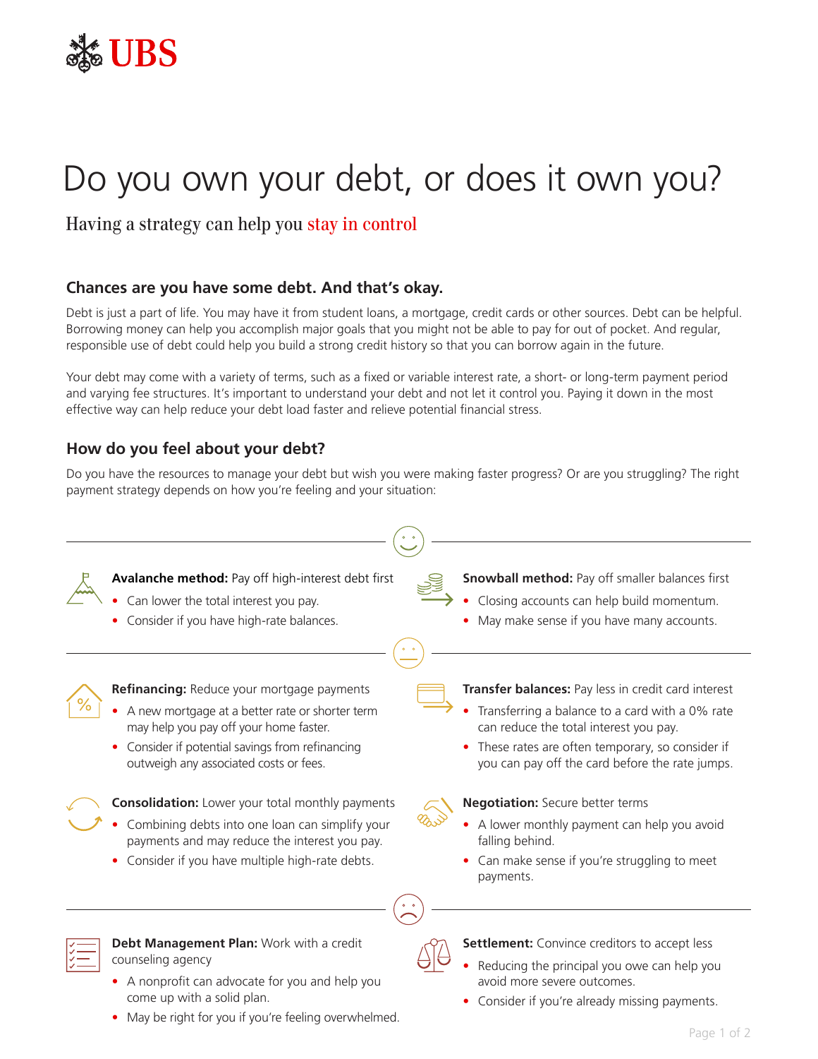# Do you own your debt, or does it own you?

## Having a strategy can help you stay in control

### Chances are you have some debt. And that's okay.

Debt is just a part of life. You may have it from student loans, a mortgage, credit cards or other sources. Debt can be helpful. Borrowing money can help you accomplish major goals that you might not be able to pay for out of pocket. And regular, responsible use of debt could help you build a strong credit history so that you can borrow again in the future.

Your debt may come with a variety of terms, such as a fixed or variable interest rate, a short- or long-term payment period and varying fee structures. It's important to understand your debt and not let it control you. Paying it down in the most effective way can help reduce your debt load faster and relieve potential financial stress.

### How do you feel about your debt?

Do you have the resources to manage your debt but wish you were making faster progress? Or are you struggling? The right payment strategy depends on how you're feeling and your situation:

---

**Avalanche method:** Pay off high-interest debt first

- Can lower the total interest you pay.
- Consider if you have high-rate balances.

**Snowball method:** Pay off smaller balances first

- Closing accounts can help build momentum.
- May make sense if you have many accounts.

---

**Refinancing:** Reduce your mortgage payments

- A new mortgage at a better rate or shorter term may help you pay off your home faster.
- Consider if potential savings from refinancing outweigh any associated costs or fees.

**Transfer balances:** Pay less in credit card interest

- Transferring a balance to a card with a 0% rate can reduce the total interest you pay.
- These rates are often temporary, so consider if you can pay off the card before the rate jumps.

**Consolidation:** Lower your total monthly payments

- Combining debts into one loan can simplify your payments and may reduce the interest you pay.
- Consider if you have multiple high-rate debts.

**Negotiation:** Secure better terms

- A lower monthly payment can help you avoid falling behind.
- Can make sense if you're struggling to meet payments.

---

**Debt Management Plan:** Work with a credit counseling agency

- A nonprofit can advocate for you and help you come up with a solid plan.
- May be right for you if you're feeling overwhelmed.

**Settlement:** Convince creditors to accept less

- Reducing the principal you owe can help you avoid more severe outcomes.
- Consider if you're already missing payments.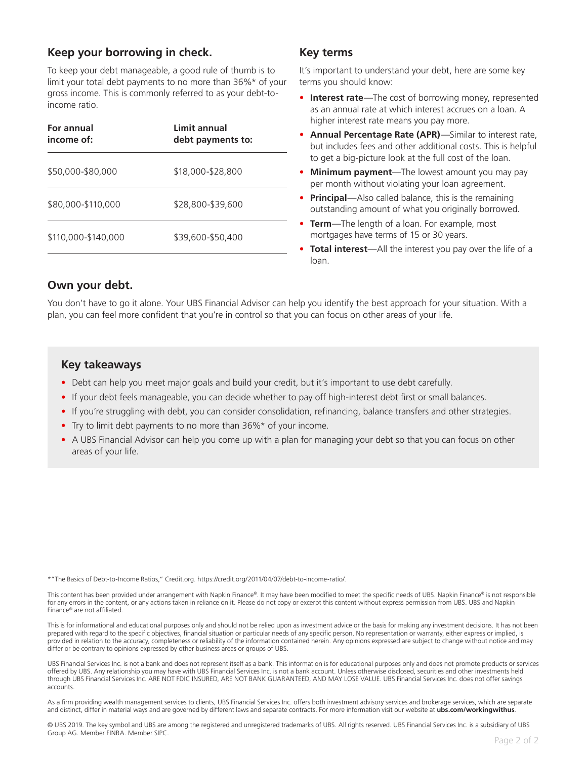## Keep your borrowing in check.

To keep your debt manageable, a good rule of thumb is to limit your total debt payments to no more than 36%* of your gross income. This is commonly referred to as your debt-to-income ratio.

| For annual income of: | Limit annual debt payments to: |
|---|---|
| $50,000-$80,000 | $18,000-$28,800 |
| $80,000-$110,000 | $28,800-$39,600 |
| $110,000-$140,000 | $39,600-$50,400 |

## Key terms

It's important to understand your debt, here are some key terms you should know:

- **Interest rate**—The cost of borrowing money, represented as an annual rate at which interest accrues on a loan. A higher interest rate means you pay more.
- **Annual Percentage Rate (APR)**—Similar to interest rate, but includes fees and other additional costs. This is helpful to get a big-picture look at the full cost of the loan.
- **Minimum payment**—The lowest amount you may pay per month without violating your loan agreement.
- **Principal**—Also called balance, this is the remaining outstanding amount of what you originally borrowed.
- **Term**—The length of a loan. For example, most mortgages have terms of 15 or 30 years.
- **Total interest**—All the interest you pay over the life of a loan.

## Own your debt.

You don't have to go it alone. Your UBS Financial Advisor can help you identify the best approach for your situation. With a plan, you can feel more confident that you're in control so that you can focus on other areas of your life.

## Key takeaways

- Debt can help you meet major goals and build your credit, but it's important to use debt carefully.
- If your debt feels manageable, you can decide whether to pay off high-interest debt first or small balances.
- If you're struggling with debt, you can consider consolidation, refinancing, balance transfers and other strategies.
- Try to limit debt payments to no more than 36%* of your income.
- A UBS Financial Advisor can help you come up with a plan for managing your debt so that you can focus on other areas of your life.

*"The Basics of Debt-to-Income Ratios," Credit.org. https://credit.org/2011/04/07/debt-to-income-ratio/.

This content has been provided under arrangement with Napkin Finance®. It may have been modified to meet the specific needs of UBS. Napkin Finance® is not responsible for any errors in the content, or any actions taken in reliance on it. Please do not copy or excerpt this content without express permission from UBS. UBS and Napkin Finance® are not affiliated.

This is for informational and educational purposes only and should not be relied upon as investment advice or the basis for making any investment decisions. It has not been prepared with regard to the specific objectives, financial situation or particular needs of any specific person. No representation or warranty, either express or implied, is provided in relation to the accuracy, completeness or reliability of the information contained herein. Any opinions expressed are subject to change without notice and may differ or be contrary to opinions expressed by other business areas or groups of UBS.

UBS Financial Services Inc. is not a bank and does not represent itself as a bank. This information is for educational purposes only and does not promote products or services offered by UBS. Any relationship you may have with UBS Financial Services Inc. is not a bank account. Unless otherwise disclosed, securities and other investments held through UBS Financial Services Inc. ARE NOT FDIC INSURED, ARE NOT BANK GUARANTEED, AND MAY LOSE VALUE. UBS Financial Services Inc. does not offer savings accounts.

As a firm providing wealth management services to clients, UBS Financial Services Inc. offers both investment advisory services and brokerage services, which are separate and distinct, differ in material ways and are governed by different laws and separate contracts. For more information visit our website at **ubs.com/workingwithus**.

© UBS 2019. The key symbol and UBS are among the registered and unregistered trademarks of UBS. All rights reserved. UBS Financial Services Inc. is a subsidiary of UBS Group AG. Member FINRA. Member SIPC.